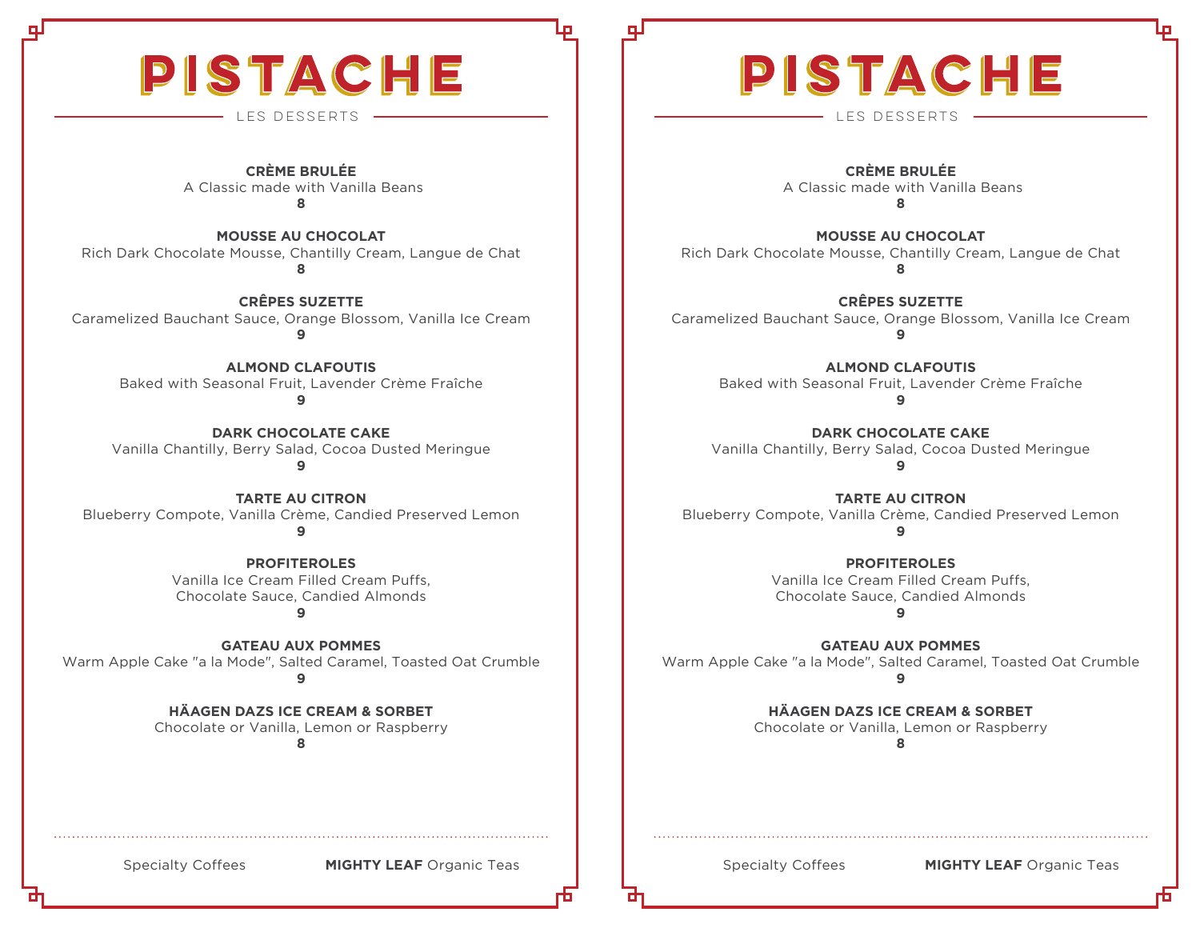# PISTACHE

## LES DESSERTS

**CRÈME BRULÉE**
A Classic made with Vanilla Beans
**8**

**MOUSSE AU CHOCOLAT**
Rich Dark Chocolate Mousse, Chantilly Cream, Langue de Chat
**8**

**CRÊPES SUZETTE**
Caramelized Bauchant Sauce, Orange Blossom, Vanilla Ice Cream
**9**

**ALMOND CLAFOUTIS**
Baked with Seasonal Fruit, Lavender Crème Fraîche
**9**

**DARK CHOCOLATE CAKE**
Vanilla Chantilly, Berry Salad, Cocoa Dusted Meringue
**9**

**TARTE AU CITRON**
Blueberry Compote, Vanilla Crème, Candied Preserved Lemon
**9**

**PROFITEROLES**
Vanilla Ice Cream Filled Cream Puffs,
Chocolate Sauce, Candied Almonds
**9**

**GATEAU AUX POMMES**
Warm Apple Cake "a la Mode", Salted Caramel, Toasted Oat Crumble
**9**

**HÄAGEN DAZS ICE CREAM & SORBET**
Chocolate or Vanilla, Lemon or Raspberry
**8**

Specialty Coffees **MIGHTY LEAF** Organic Teas

# PISTACHE

## LES DESSERTS

**CRÈME BRULÉE**
A Classic made with Vanilla Beans
**8**

**MOUSSE AU CHOCOLAT**
Rich Dark Chocolate Mousse, Chantilly Cream, Langue de Chat
**8**

**CRÊPES SUZETTE**
Caramelized Bauchant Sauce, Orange Blossom, Vanilla Ice Cream
**9**

**ALMOND CLAFOUTIS**
Baked with Seasonal Fruit, Lavender Crème Fraîche
**9**

**DARK CHOCOLATE CAKE**
Vanilla Chantilly, Berry Salad, Cocoa Dusted Meringue
**9**

**TARTE AU CITRON**
Blueberry Compote, Vanilla Crème, Candied Preserved Lemon
**9**

**PROFITEROLES**
Vanilla Ice Cream Filled Cream Puffs,
Chocolate Sauce, Candied Almonds
**9**

**GATEAU AUX POMMES**
Warm Apple Cake "a la Mode", Salted Caramel, Toasted Oat Crumble
**9**

**HÄAGEN DAZS ICE CREAM & SORBET**
Chocolate or Vanilla, Lemon or Raspberry
**8**

Specialty Coffees **MIGHTY LEAF** Organic Teas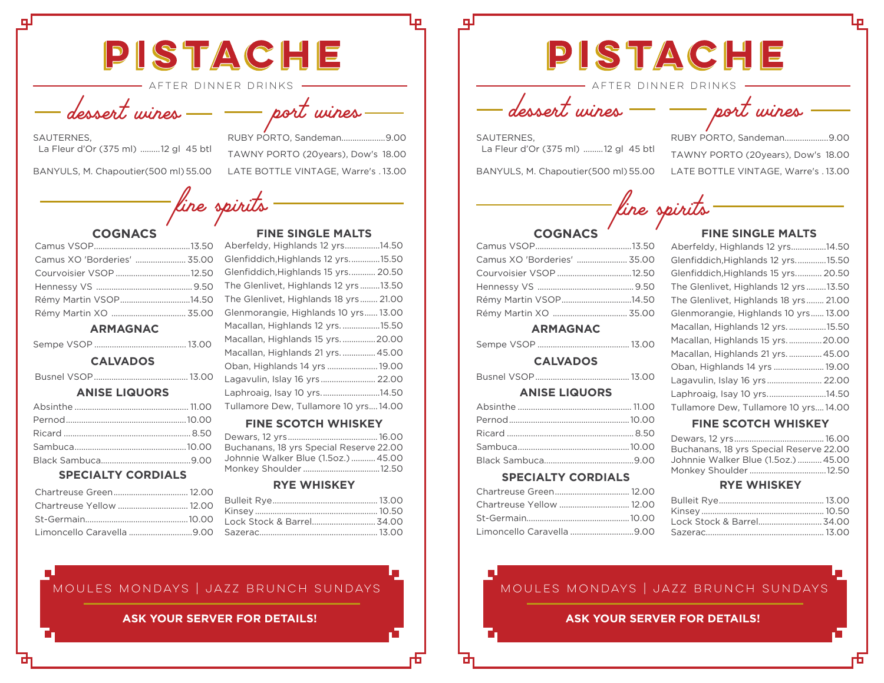# PISTACHE

AFTER DINNER DRINKS

## dessert wines

SAUTERNES,
La Fleur d'Or (375 ml) .........12 gl 45 btl

BANYULS, M. Chapoutier(500 ml) 55.00

## port wines

RUBY PORTO, Sandeman....................9.00

TAWNY PORTO (20years), Dow's 18.00

LATE BOTTLE VINTAGE, Warre's . 13.00

## fine spirits

### COGNACS

Camus VSOP............................................13.50
Camus XO 'Borderies' ....................... 35.00
Courvoisier VSOP .................................12.50
Hennessy VS ............................................ 9.50
Rémy Martin VSOP................................14.50
Rémy Martin XO .................................. 35.00

### ARMAGNAC

Sempe VSOP .......................................... 13.00

### CALVADOS

Busnel VSOP........................................... 13.00

### ANISE LIQUORS

Absinthe .................................................... 11.00
Pernod.......................................................10.00
Ricard .......................................................... 8.50
Sambuca....................................................10.00
Black Sambuca.........................................9.00

### SPECIALTY CORDIALS

Chartreuse Green.................................. 12.00
Chartreuse Yellow ................................ 12.00
St-Germain...............................................10.00
Limoncello Caravella .............................9.00

### FINE SINGLE MALTS

Aberfeldy, Highlands 12 yrs................14.50
Glenfiddich,Highlands 12 yrs.............15.50
Glenfiddich,Highlands 15 yrs............ 20.50
The Glenlivet, Highlands 12 yrs .........13.50
The Glenlivet, Highlands 18 yrs ........ 21.00
Glenmorangie, Highlands 10 yrs...... 13.00
Macallan, Highlands 12 yrs. .................15.50
Macallan, Highlands 15 yrs. ...............20.00
Macallan, Highlands 21 yrs. ............... 45.00
Oban, Highlands 14 yrs .......................19.00
Lagavulin, Islay 16 yrs ......................... 22.00
Laphroaig, Isay 10 yrs...........................14.50
Tullamore Dew, Tullamore 10 yrs....14.00

### FINE SCOTCH WHISKEY

Dewars, 12 yrs.........................................16.00
Buchanans, 18 yrs Special Reserve 22.00
Johnnie Walker Blue (1.5oz.) ........... 45.00
Monkey Shoulder ...................................12.50

### RYE WHISKEY

Bulleit Rye................................................ 13.00
Kinsey ........................................................ 10.50
Lock Stock & Barrel............................ 34.00
Sazerac...................................................... 13.00

MOULES MONDAYS | JAZZ BRUNCH SUNDAYS

**ASK YOUR SERVER FOR DETAILS!**